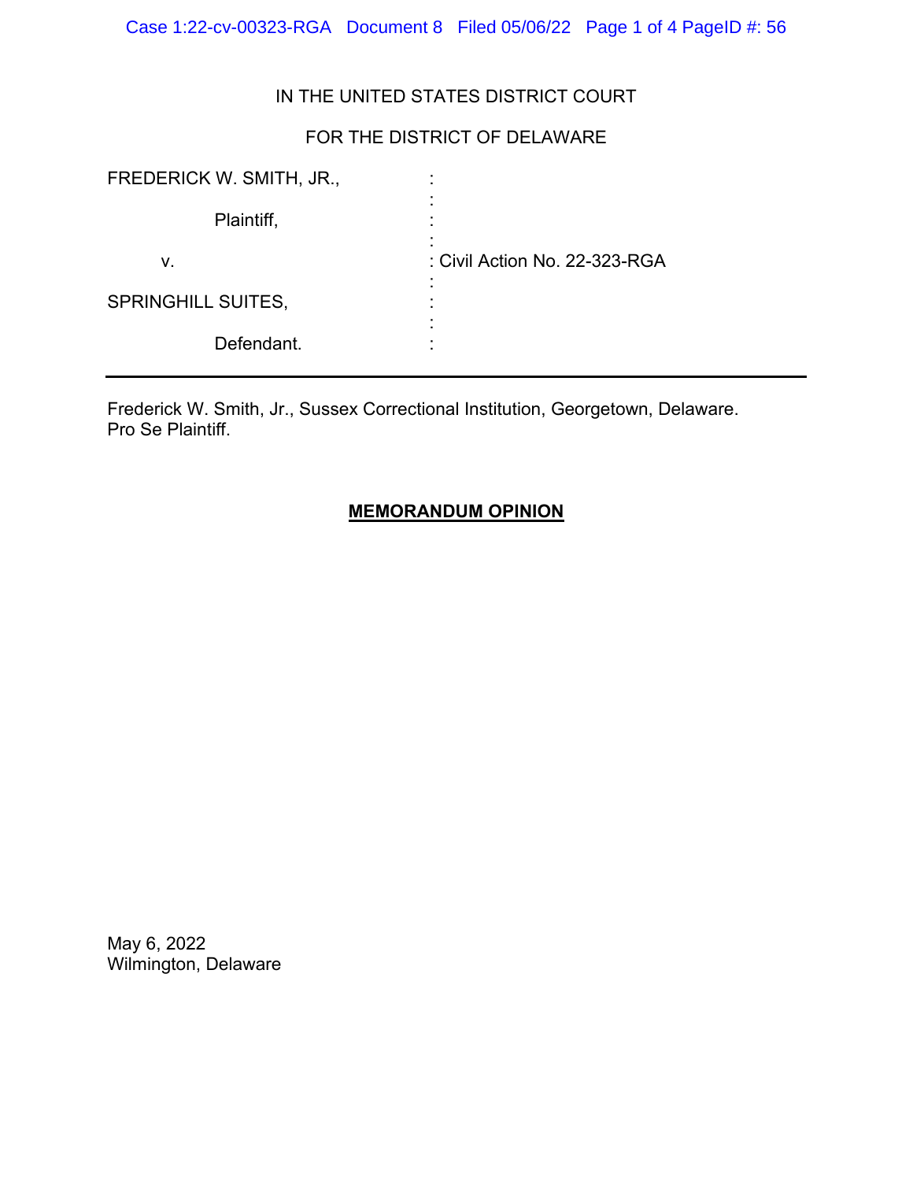IN THE UNITED STATES DISTRICT COURT

FOR THE DISTRICT OF DELAWARE

| | | |
|---|---|---|
| FREDERICK W. SMITH, JR., | : | |
| Plaintiff, | : | |
| v. | : | Civil Action No. 22-323-RGA |
| SPRINGHILL SUITES, | : | |
| Defendant. | : | |

---

Frederick W. Smith, Jr., Sussex Correctional Institution, Georgetown, Delaware.
Pro Se Plaintiff.

## **MEMORANDUM OPINION**

May 6, 2022
Wilmington, Delaware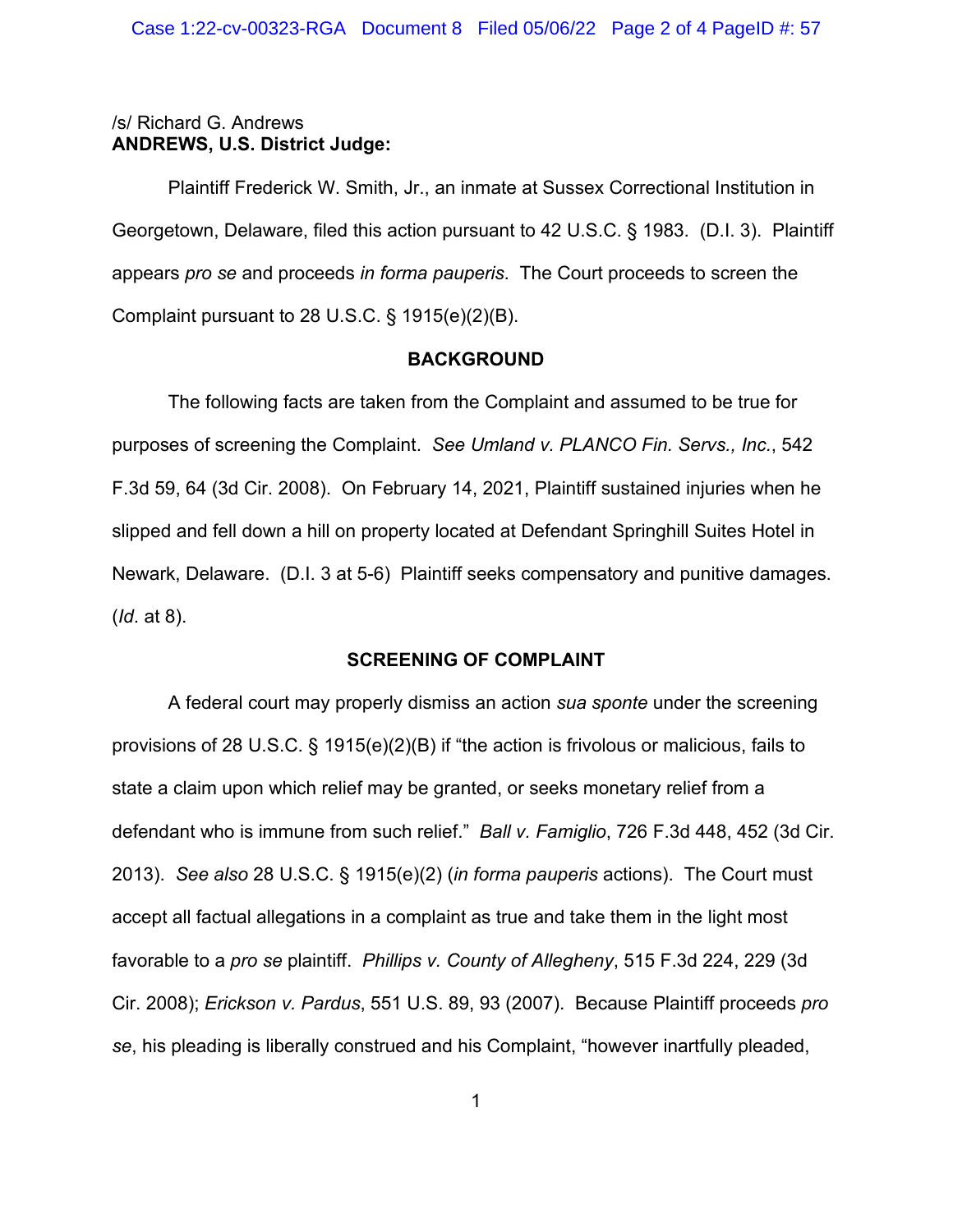/s/ Richard G. Andrews
**ANDREWS, U.S. District Judge:**

Plaintiff Frederick W. Smith, Jr., an inmate at Sussex Correctional Institution in Georgetown, Delaware, filed this action pursuant to 42 U.S.C. § 1983. (D.I. 3). Plaintiff appears *pro se* and proceeds *in forma pauperis*. The Court proceeds to screen the Complaint pursuant to 28 U.S.C. § 1915(e)(2)(B).

## BACKGROUND

The following facts are taken from the Complaint and assumed to be true for purposes of screening the Complaint. *See Umland v. PLANCO Fin. Servs., Inc.*, 542 F.3d 59, 64 (3d Cir. 2008). On February 14, 2021, Plaintiff sustained injuries when he slipped and fell down a hill on property located at Defendant Springhill Suites Hotel in Newark, Delaware. (D.I. 3 at 5-6) Plaintiff seeks compensatory and punitive damages. (*Id*. at 8).

## SCREENING OF COMPLAINT

A federal court may properly dismiss an action *sua sponte* under the screening provisions of 28 U.S.C. § 1915(e)(2)(B) if "the action is frivolous or malicious, fails to state a claim upon which relief may be granted, or seeks monetary relief from a defendant who is immune from such relief." *Ball v. Famiglio*, 726 F.3d 448, 452 (3d Cir. 2013). *See also* 28 U.S.C. § 1915(e)(2) (*in forma pauperis* actions). The Court must accept all factual allegations in a complaint as true and take them in the light most favorable to a *pro se* plaintiff. *Phillips v. County of Allegheny*, 515 F.3d 224, 229 (3d Cir. 2008); *Erickson v. Pardus*, 551 U.S. 89, 93 (2007). Because Plaintiff proceeds *pro se*, his pleading is liberally construed and his Complaint, "however inartfully pleaded,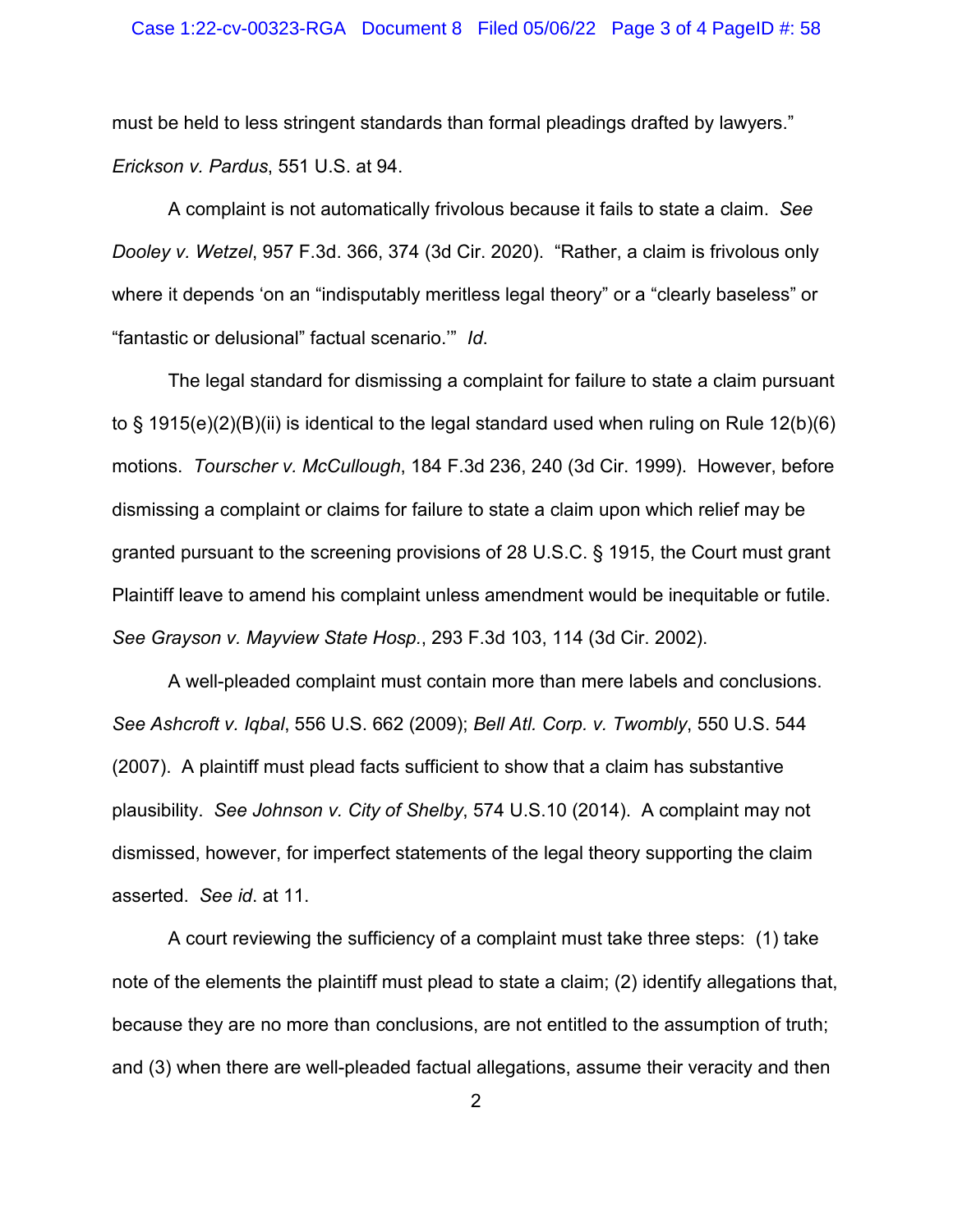must be held to less stringent standards than formal pleadings drafted by lawyers." *Erickson v. Pardus*, 551 U.S. at 94.

A complaint is not automatically frivolous because it fails to state a claim. *See Dooley v. Wetzel*, 957 F.3d. 366, 374 (3d Cir. 2020). "Rather, a claim is frivolous only where it depends 'on an "indisputably meritless legal theory" or a "clearly baseless" or "fantastic or delusional" factual scenario.'" *Id*.

The legal standard for dismissing a complaint for failure to state a claim pursuant to § 1915(e)(2)(B)(ii) is identical to the legal standard used when ruling on Rule 12(b)(6) motions. *Tourscher v. McCullough*, 184 F.3d 236, 240 (3d Cir. 1999). However, before dismissing a complaint or claims for failure to state a claim upon which relief may be granted pursuant to the screening provisions of 28 U.S.C. § 1915, the Court must grant Plaintiff leave to amend his complaint unless amendment would be inequitable or futile. *See Grayson v. Mayview State Hosp.*, 293 F.3d 103, 114 (3d Cir. 2002).

A well-pleaded complaint must contain more than mere labels and conclusions. *See Ashcroft v. Iqbal*, 556 U.S. 662 (2009); *Bell Atl. Corp. v. Twombly*, 550 U.S. 544 (2007). A plaintiff must plead facts sufficient to show that a claim has substantive plausibility. *See Johnson v. City of Shelby*, 574 U.S.10 (2014). A complaint may not dismissed, however, for imperfect statements of the legal theory supporting the claim asserted. *See id*. at 11.

A court reviewing the sufficiency of a complaint must take three steps: (1) take note of the elements the plaintiff must plead to state a claim; (2) identify allegations that, because they are no more than conclusions, are not entitled to the assumption of truth; and (3) when there are well-pleaded factual allegations, assume their veracity and then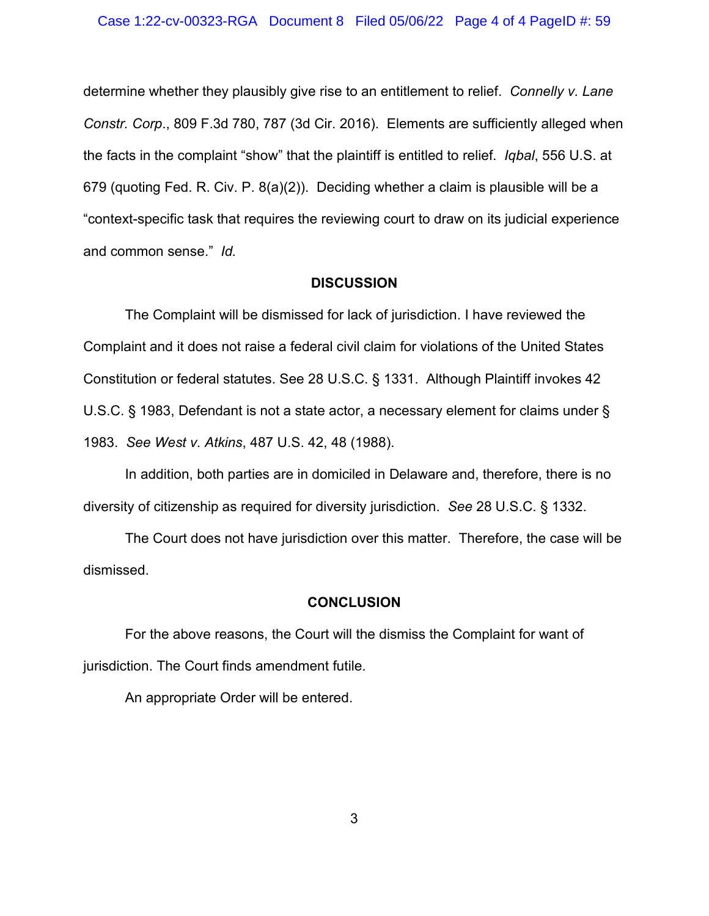determine whether they plausibly give rise to an entitlement to relief. *Connelly v. Lane Constr. Corp.*, 809 F.3d 780, 787 (3d Cir. 2016). Elements are sufficiently alleged when the facts in the complaint "show" that the plaintiff is entitled to relief. *Iqbal*, 556 U.S. at 679 (quoting Fed. R. Civ. P. 8(a)(2)). Deciding whether a claim is plausible will be a "context-specific task that requires the reviewing court to draw on its judicial experience and common sense." *Id.*

## DISCUSSION

The Complaint will be dismissed for lack of jurisdiction. I have reviewed the Complaint and it does not raise a federal civil claim for violations of the United States Constitution or federal statutes. See 28 U.S.C. § 1331. Although Plaintiff invokes 42 U.S.C. § 1983, Defendant is not a state actor, a necessary element for claims under § 1983. *See West v. Atkins*, 487 U.S. 42, 48 (1988).

In addition, both parties are in domiciled in Delaware and, therefore, there is no diversity of citizenship as required for diversity jurisdiction. *See* 28 U.S.C. § 1332.

The Court does not have jurisdiction over this matter. Therefore, the case will be dismissed.

## CONCLUSION

For the above reasons, the Court will the dismiss the Complaint for want of jurisdiction. The Court finds amendment futile.

An appropriate Order will be entered.